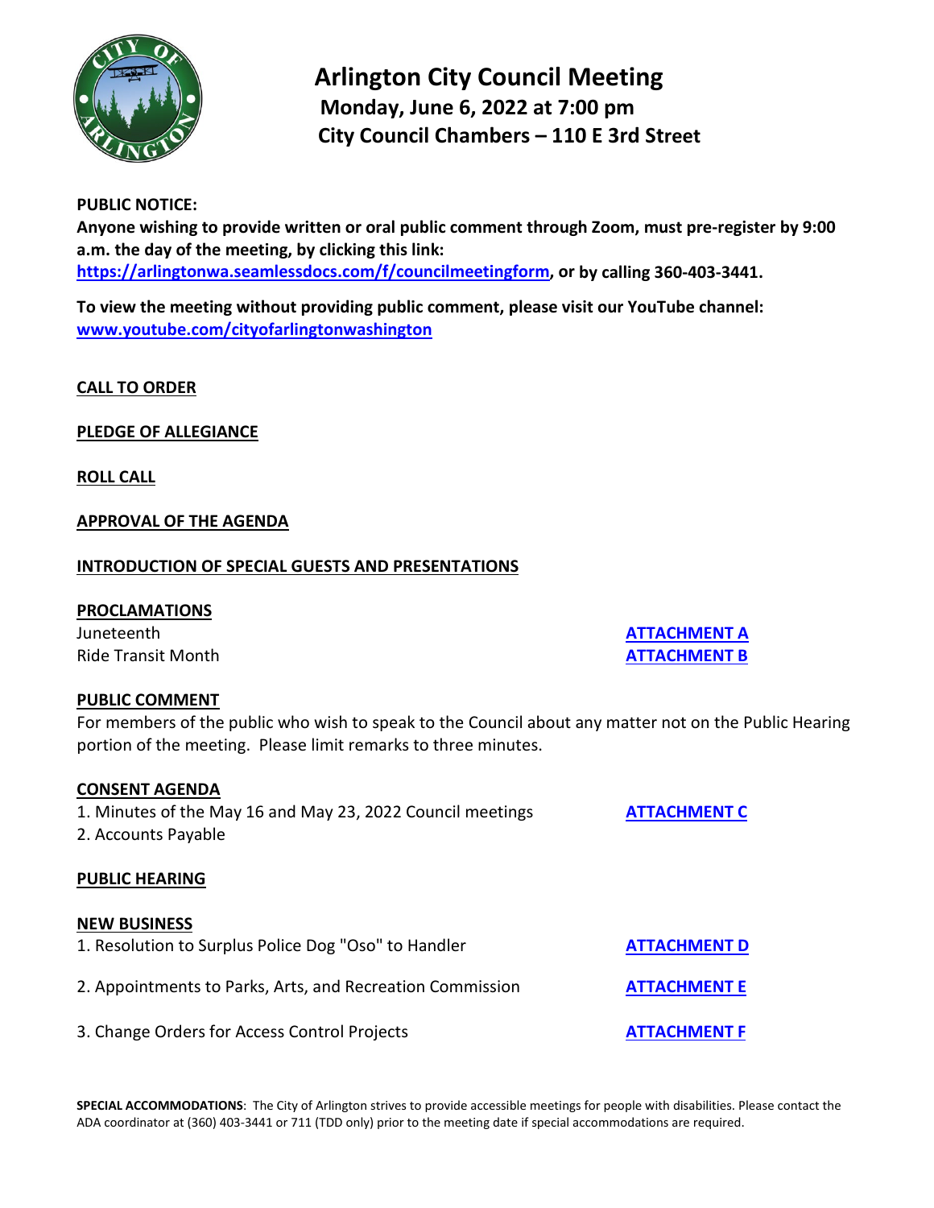# Arlington City Council Meeting

**Monday, June 6, 2022 at 7:00 pm**

**City Council Chambers – 110 E 3rd Street**

**PUBLIC NOTICE:**

**Anyone wishing to provide written or oral public comment through Zoom, must pre-register by 9:00 a.m. the day of the meeting, by clicking this link: https://arlingtonwa.seamlessdocs.com/f/councilmeetingform, or by calling 360-403-3441.**

**To view the meeting without providing public comment, please visit our YouTube channel: www.youtube.com/cityofarlingtonwashington**

**CALL TO ORDER**

**PLEDGE OF ALLEGIANCE**

**ROLL CALL**

**APPROVAL OF THE AGENDA**

**INTRODUCTION OF SPECIAL GUESTS AND PRESENTATIONS**

**PROCLAMATIONS**

Juneteenth — **ATTACHMENT A**

Ride Transit Month — **ATTACHMENT B**

**PUBLIC COMMENT**

For members of the public who wish to speak to the Council about any matter not on the Public Hearing portion of the meeting. Please limit remarks to three minutes.

**CONSENT AGENDA**

1. Minutes of the May 16 and May 23, 2022 Council meetings — **ATTACHMENT C**
2. Accounts Payable

**PUBLIC HEARING**

**NEW BUSINESS**

1. Resolution to Surplus Police Dog "Oso" to Handler — **ATTACHMENT D**
2. Appointments to Parks, Arts, and Recreation Commission — **ATTACHMENT E**
3. Change Orders for Access Control Projects — **ATTACHMENT F**

**SPECIAL ACCOMMODATIONS**: The City of Arlington strives to provide accessible meetings for people with disabilities. Please contact the ADA coordinator at (360) 403-3441 or 711 (TDD only) prior to the meeting date if special accommodations are required.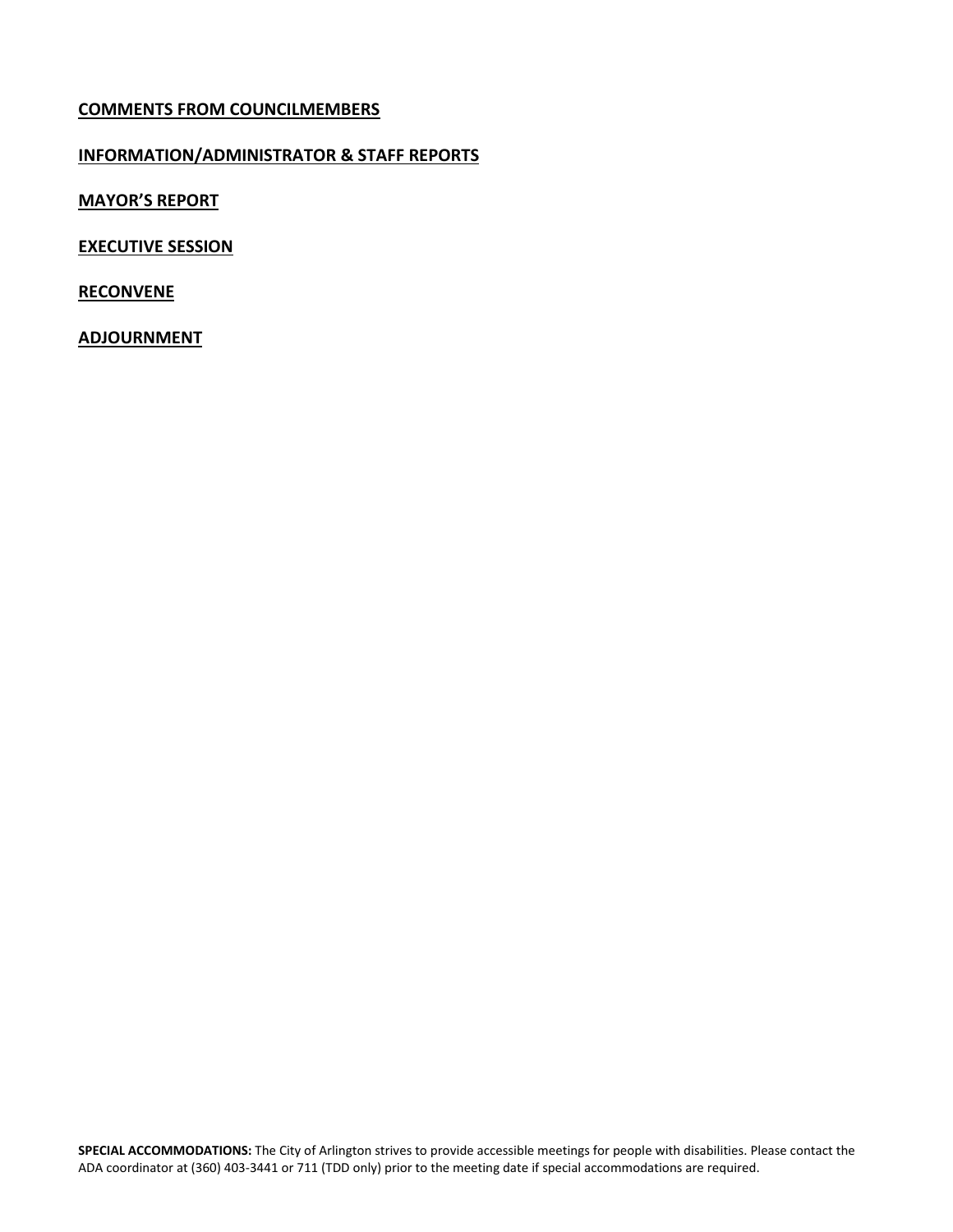**COMMENTS FROM COUNCILMEMBERS**

**INFORMATION/ADMINISTRATOR & STAFF REPORTS**

**MAYOR'S REPORT**

**EXECUTIVE SESSION**

**RECONVENE**

**ADJOURNMENT**

**SPECIAL ACCOMMODATIONS:** The City of Arlington strives to provide accessible meetings for people with disabilities. Please contact the ADA coordinator at (360) 403-3441 or 711 (TDD only) prior to the meeting date if special accommodations are required.